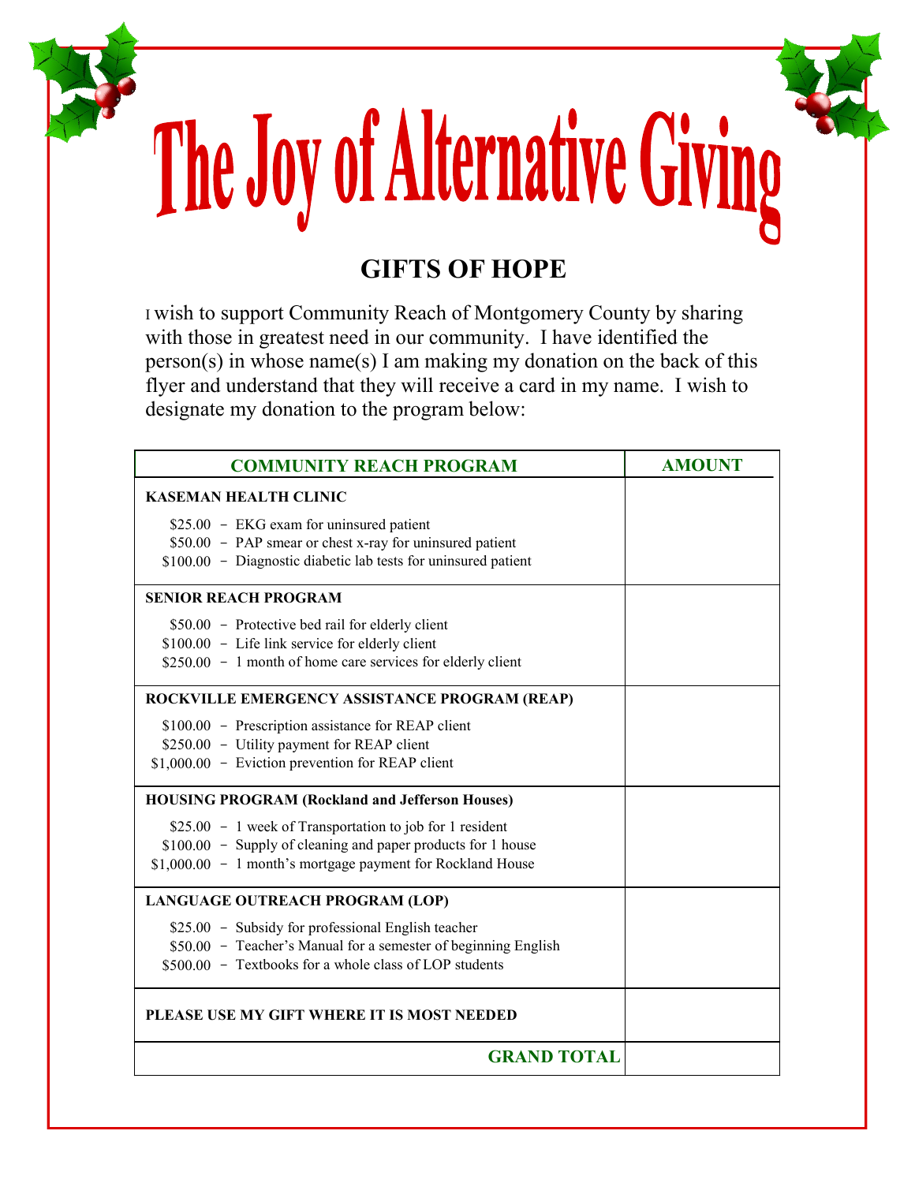# The Joy of Alternative Giving

## GIFTS OF HOPE

I wish to support Community Reach of Montgomery County by sharing with those in greatest need in our community. I have identified the person(s) in whose name(s) I am making my donation on the back of this flyer and understand that they will receive a card in my name. I wish to designate my donation to the program below:

| COMMUNITY REACH PROGRAM | AMOUNT |
|---|---|
| **KASEMAN HEALTH CLINIC**<br>$25.00 – EKG exam for uninsured patient<br>$50.00 – PAP smear or chest x-ray for uninsured patient<br>$100.00 – Diagnostic diabetic lab tests for uninsured patient | |
| **SENIOR REACH PROGRAM**<br>$50.00 – Protective bed rail for elderly client<br>$100.00 – Life link service for elderly client<br>$250.00 – 1 month of home care services for elderly client | |
| **ROCKVILLE EMERGENCY ASSISTANCE PROGRAM (REAP)**<br>$100.00 – Prescription assistance for REAP client<br>$250.00 – Utility payment for REAP client<br>$1,000.00 – Eviction prevention for REAP client | |
| **HOUSING PROGRAM (Rockland and Jefferson Houses)**<br>$25.00 – 1 week of Transportation to job for 1 resident<br>$100.00 – Supply of cleaning and paper products for 1 house<br>$1,000.00 – 1 month's mortgage payment for Rockland House | |
| **LANGUAGE OUTREACH PROGRAM (LOP)**<br>$25.00 – Subsidy for professional English teacher<br>$50.00 – Teacher's Manual for a semester of beginning English<br>$500.00 – Textbooks for a whole class of LOP students | |
| **PLEASE USE MY GIFT WHERE IT IS MOST NEEDED** | |
| **GRAND TOTAL** | |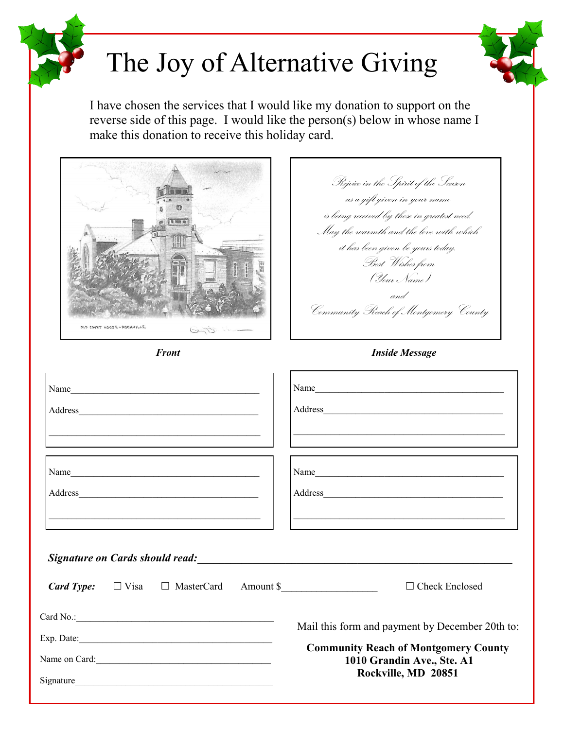# The Joy of Alternative Giving

I have chosen the services that I would like my donation to support on the reverse side of this page. I would like the person(s) below in whose name I make this donation to receive this holiday card.

OLD COURT HOUSE ~ ROCKVILLE

***Front***

*Rejoice in the Spirit of the Season*
*as a gift given in your name*
*is being received by those in greatest need.*
*May the warmth and the love with which*
*it has been given be yours today.*
*Best Wishes from*
*(Your Name)*
*and*
*Community Reach of Montgomery County*

***Inside Message***

Name\_\_\_\_\_\_\_\_\_\_\_\_\_\_\_\_\_\_\_\_\_\_\_\_\_\_\_\_\_\_\_\_\_\_\_\_\_\_

Address\_\_\_\_\_\_\_\_\_\_\_\_\_\_\_\_\_\_\_\_\_\_\_\_\_\_\_\_\_\_\_\_\_\_\_\_

\_\_\_\_\_\_\_\_\_\_\_\_\_\_\_\_\_\_\_\_\_\_\_\_\_\_\_\_\_\_\_\_\_\_\_\_\_\_\_\_\_\_\_

Name\_\_\_\_\_\_\_\_\_\_\_\_\_\_\_\_\_\_\_\_\_\_\_\_\_\_\_\_\_\_\_\_\_\_\_\_\_\_

Address\_\_\_\_\_\_\_\_\_\_\_\_\_\_\_\_\_\_\_\_\_\_\_\_\_\_\_\_\_\_\_\_\_\_\_\_

\_\_\_\_\_\_\_\_\_\_\_\_\_\_\_\_\_\_\_\_\_\_\_\_\_\_\_\_\_\_\_\_\_\_\_\_\_\_\_\_\_\_\_

Name\_\_\_\_\_\_\_\_\_\_\_\_\_\_\_\_\_\_\_\_\_\_\_\_\_\_\_\_\_\_\_\_\_\_\_\_\_\_

Address\_\_\_\_\_\_\_\_\_\_\_\_\_\_\_\_\_\_\_\_\_\_\_\_\_\_\_\_\_\_\_\_\_\_\_\_

\_\_\_\_\_\_\_\_\_\_\_\_\_\_\_\_\_\_\_\_\_\_\_\_\_\_\_\_\_\_\_\_\_\_\_\_\_\_\_\_\_\_\_

Name\_\_\_\_\_\_\_\_\_\_\_\_\_\_\_\_\_\_\_\_\_\_\_\_\_\_\_\_\_\_\_\_\_\_\_\_\_\_

Address\_\_\_\_\_\_\_\_\_\_\_\_\_\_\_\_\_\_\_\_\_\_\_\_\_\_\_\_\_\_\_\_\_\_\_\_

\_\_\_\_\_\_\_\_\_\_\_\_\_\_\_\_\_\_\_\_\_\_\_\_\_\_\_\_\_\_\_\_\_\_\_\_\_\_\_\_\_\_\_

***Signature on Cards should read:***\_\_\_\_\_\_\_\_\_\_\_\_\_\_\_\_\_\_\_\_\_\_\_\_\_\_\_\_\_\_\_\_\_\_\_\_\_\_\_\_\_\_\_\_\_\_\_\_\_\_

***Card Type:*** ☐ Visa ☐ MasterCard Amount $\_\_\_\_\_\_\_\_\_\_\_\_\_\_\_\_\_\_ ☐ Check Enclosed

Card No.:\_\_\_\_\_\_\_\_\_\_\_\_\_\_\_\_\_\_\_\_\_\_\_\_\_\_\_\_\_\_\_\_\_\_\_\_\_\_\_\_\_

Exp. Date:\_\_\_\_\_\_\_\_\_\_\_\_\_\_\_\_\_\_\_\_\_\_\_\_\_\_\_\_\_\_\_\_\_\_\_\_\_\_\_\_

Name on Card:\_\_\_\_\_\_\_\_\_\_\_\_\_\_\_\_\_\_\_\_\_\_\_\_\_\_\_\_\_\_\_\_\_\_\_\_

Signature\_\_\_\_\_\_\_\_\_\_\_\_\_\_\_\_\_\_\_\_\_\_\_\_\_\_\_\_\_\_\_\_\_\_\_\_\_\_\_\_\_

Mail this form and payment by December 20th to:

**Community Reach of Montgomery County**
**1010 Grandin Ave., Ste. A1**
**Rockville, MD 20851**